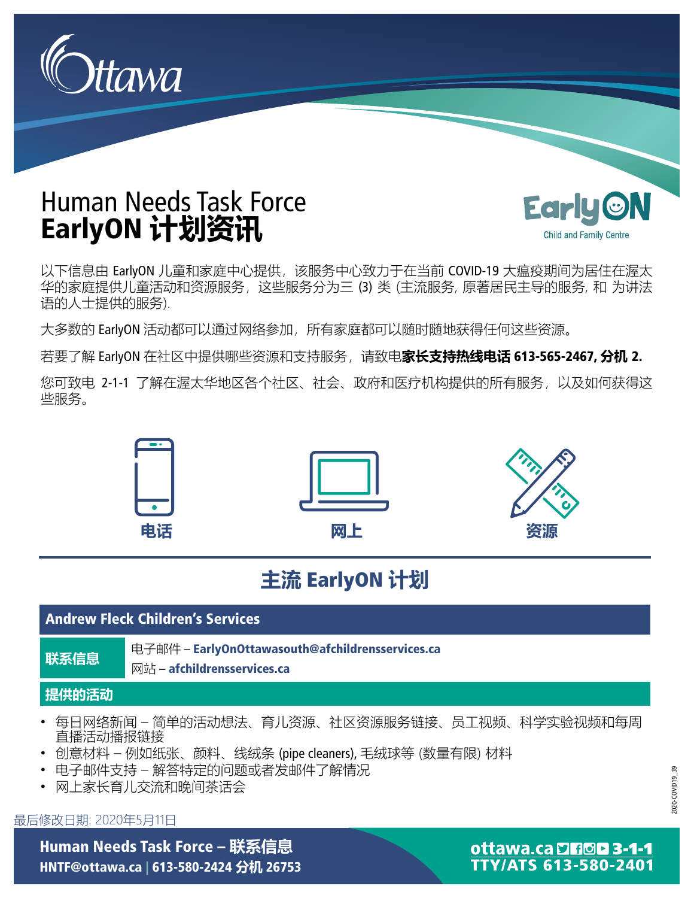# Human Needs Task Force
# EarlyON 计划资讯

EarlyON Child and Family Centre

以下信息由 EarlyON 儿童和家庭中心提供，该服务中心致力于在当前 COVID-19 大瘟疫期间为居住在渥太华的家庭提供儿童活动和资源服务，这些服务分为三 (3) 类 (主流服务, 原著居民主导的服务, 和 为讲法语的人士提供的服务).

大多数的 EarlyON 活动都可以通过网络参加，所有家庭都可以随时随地获得任何这些资源。

若要了解 EarlyON 在社区中提供哪些资源和支持服务，请致电**家长支持热线电话 613-565-2467, 分机 2.**

您可致电 2-1-1 了解在渥太华地区各个社区、社会、政府和医疗机构提供的所有服务，以及如何获得这些服务。

**电话** **网上** **资源**

## 主流 EarlyON 计划

### Andrew Fleck Children's Services

**联系信息**

电子邮件 – **EarlyOnOttawasouth@afchildrensservices.ca**
网站 – **afchildrensservices.ca**

**提供的活动**

- 每日网络新闻 – 简单的活动想法、育儿资源、社区资源服务链接、员工视频、科学实验视频和每周直播活动播报链接
- 创意材料 – 例如纸张、颜料、线绒条 (pipe cleaners), 毛绒球等 (数量有限) 材料
- 电子邮件支持 – 解答特定的问题或者发邮件了解情况
- 网上家长育儿交流和晚间茶话会

最后修改日期: 2020年5月11日

**Human Needs Task Force – 联系信息**
**HNTF@ottawa.ca | 613-580-2424 分机 26753**

**ottawa.ca 3-1-1**
**TTY/ATS 613-580-2401**

2020-COVID19_39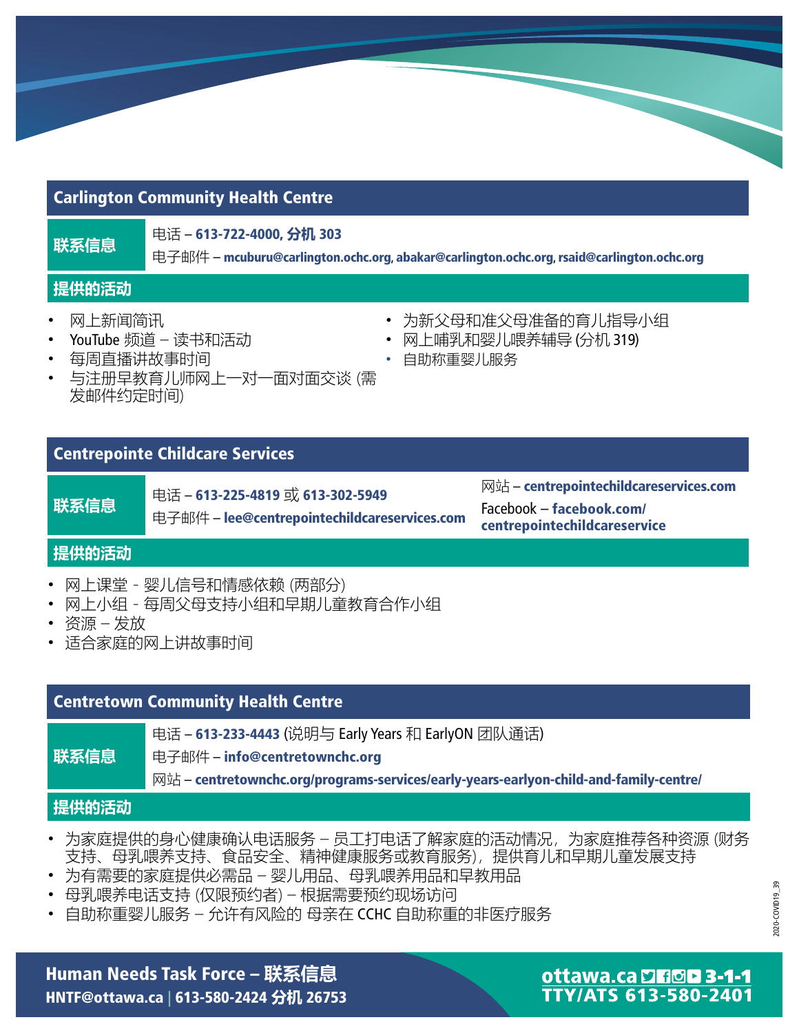## Carlington Community Health Centre

**联系信息**

电话 – **613-722-4000, 分机 303**

电子邮件 – **mcuburu@carlington.ochc.org, abakar@carlington.ochc.org, rsaid@carlington.ochc.org**

**提供的活动**

- 网上新闻简讯
- YouTube 频道 – 读书和活动
- 每周直播讲故事时间
- 与注册早教育儿师网上一对一面对面交谈 (需发邮件约定时间)
- 为新父母和准父母准备的育儿指导小组
- 网上哺乳和婴儿喂养辅导 (分机 319)
- 自助称重婴儿服务

## Centrepointe Childcare Services

**联系信息**

电话 – **613-225-4819** 或 **613-302-5949**

电子邮件 – **lee@centrepointechildcareservices.com**

网站 – **centrepointechildcareservices.com**

Facebook – **facebook.com/centrepointechildcareservice**

**提供的活动**

- 网上课堂 - 婴儿信号和情感依赖 (两部分)
- 网上小组 - 每周父母支持小组和早期儿童教育合作小组
- 资源 – 发放
- 适合家庭的网上讲故事时间

## Centretown Community Health Centre

**联系信息**

电话 – **613-233-4443** (说明与 Early Years 和 EarlyON 团队通话)

电子邮件 – **info@centretownchc.org**

网站 – **centretownchc.org/programs-services/early-years-earlyon-child-and-family-centre/**

**提供的活动**

- 为家庭提供的身心健康确认电话服务 – 员工打电话了解家庭的活动情况，为家庭推荐各种资源 (财务支持、母乳喂养支持、食品安全、精神健康服务或教育服务)，提供育儿和早期儿童发展支持
- 为有需要的家庭提供必需品 – 婴儿用品、母乳喂养用品和早教用品
- 母乳喂养电话支持 (仅限预约者) – 根据需要预约现场访问
- 自助称重婴儿服务 – 允许有风险的 母亲在 CCHC 自助称重的非医疗服务

**Human Needs Task Force – 联系信息**

**HNTF@ottawa.ca | 613-580-2424 分机 26753**

**ottawa.ca 3-1-1**

**TTY/ATS 613-580-2401**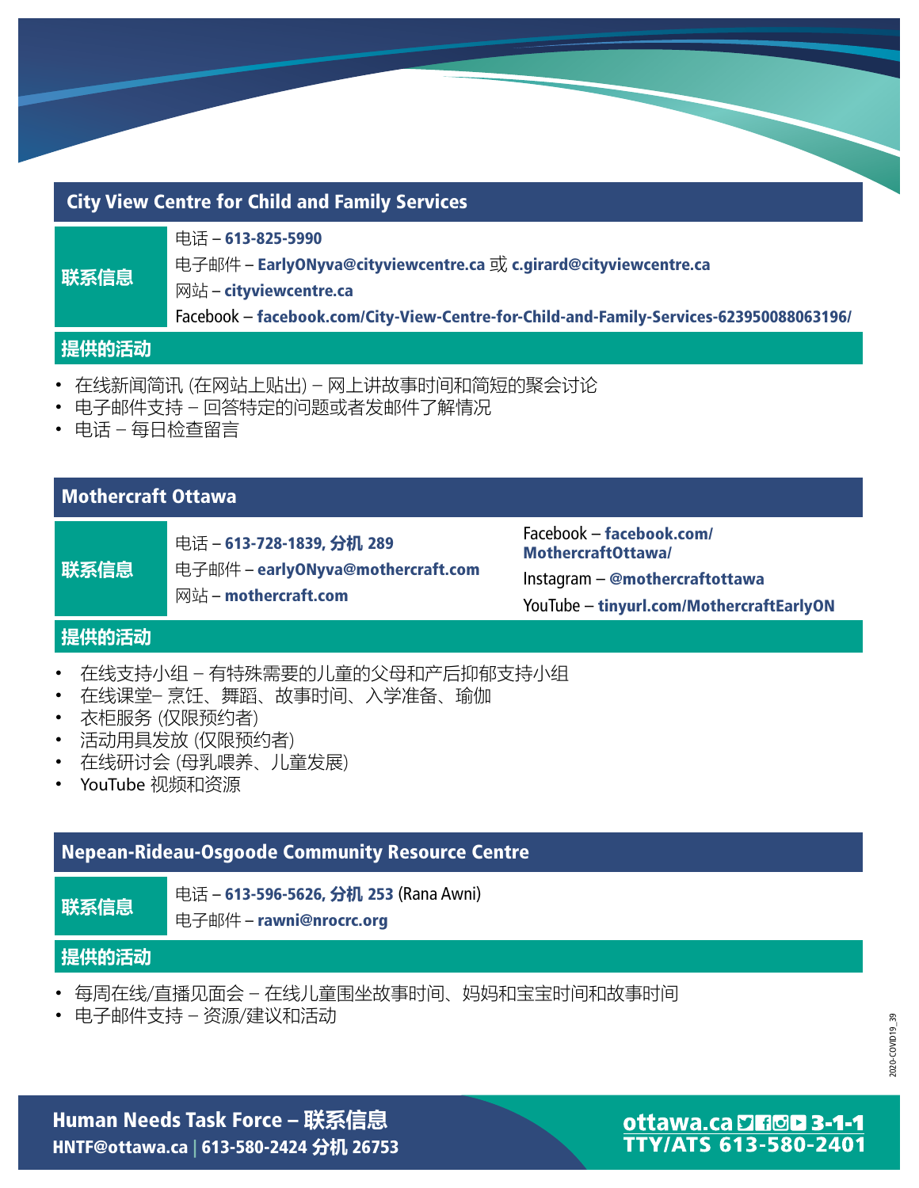## City View Centre for Child and Family Services

**联系信息**

电话 – **613-825-5990**

电子邮件 – **EarlyONyva@cityviewcentre.ca** 或 **c.girard@cityviewcentre.ca**

网站 – **cityviewcentre.ca**

Facebook – **facebook.com/City-View-Centre-for-Child-and-Family-Services-623950088063196/**

**提供的活动**

- 在线新闻简讯 (在网站上贴出) – 网上讲故事时间和简短的聚会讨论
- 电子邮件支持 – 回答特定的问题或者发邮件了解情况
- 电话 – 每日检查留言

## Mothercraft Ottawa

**联系信息**

电话 – **613-728-1839, 分机 289**

电子邮件 – **earlyONyva@mothercraft.com**

网站 – **mothercraft.com**

Facebook – **facebook.com/MothercraftOttawa/**

Instagram – **@mothercraftottawa**

YouTube – **tinyurl.com/MothercraftEarlyON**

**提供的活动**

- 在线支持小组 – 有特殊需要的儿童的父母和产后抑郁支持小组
- 在线课堂– 烹饪、舞蹈、故事时间、入学准备、瑜伽
- 衣柜服务 (仅限预约者)
- 活动用具发放 (仅限预约者)
- 在线研讨会 (母乳喂养、儿童发展)
- YouTube 视频和资源

## Nepean-Rideau-Osgoode Community Resource Centre

**联系信息**

电话 – **613-596-5626, 分机 253** (Rana Awni)

电子邮件 – **rawni@nrocrc.org**

**提供的活动**

- 每周在线/直播见面会 – 在线儿童围坐故事时间、妈妈和宝宝时间和故事时间
- 电子邮件支持 – 资源/建议和活动

2020-COVID19_39

**Human Needs Task Force – 联系信息**
**HNTF@ottawa.ca | 613-580-2424 分机 26753**

**ottawa.ca 3-1-1**
**TTY/ATS 613-580-2401**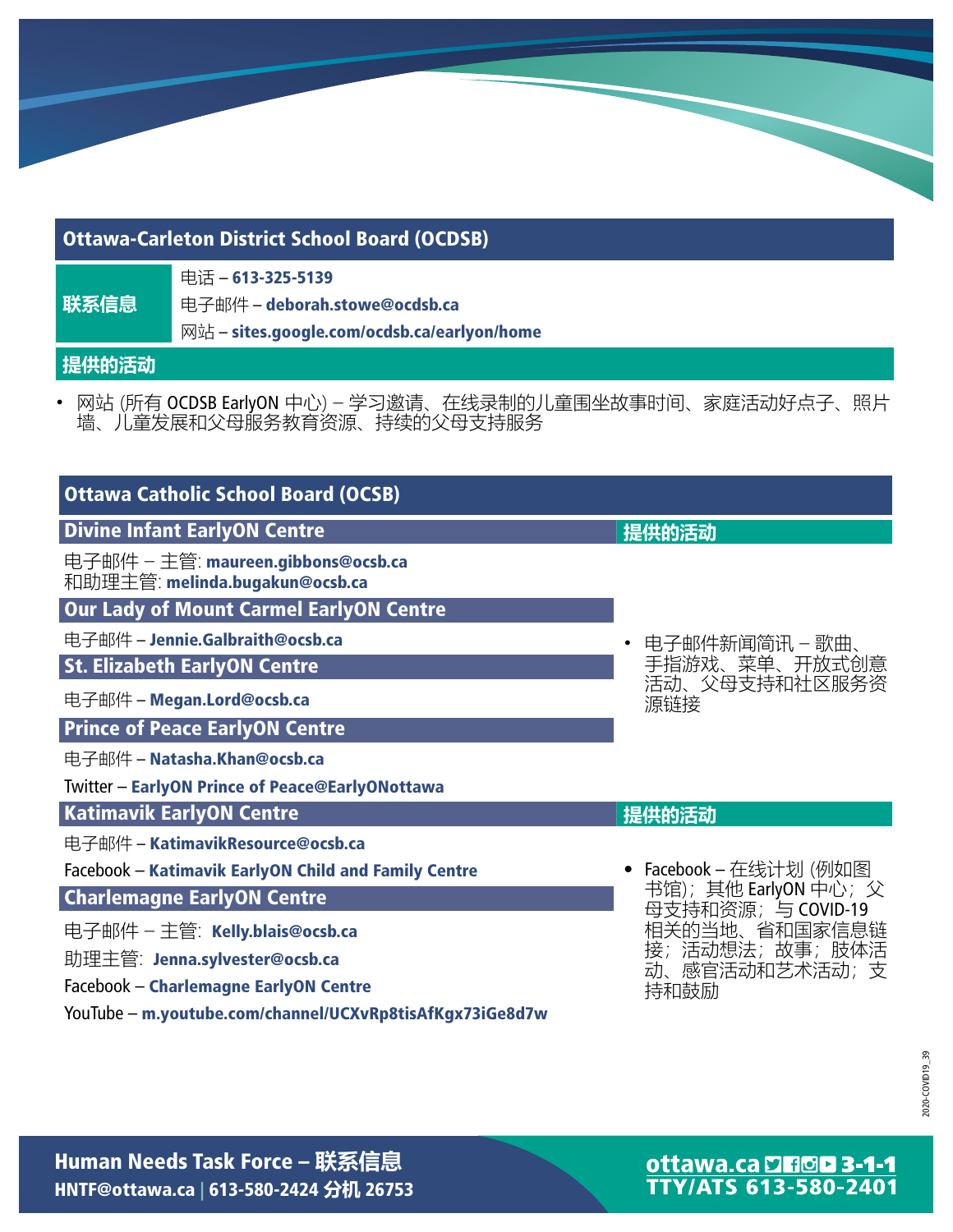## Ottawa-Carleton District School Board (OCDSB)

**联系信息**

电话 – **613-325-5139**
电子邮件 – **deborah.stowe@ocdsb.ca**
网站 – **sites.google.com/ocdsb.ca/earlyon/home**

**提供的活动**

- 网站 (所有 OCDSB EarlyON 中心) – 学习邀请、在线录制的儿童围坐故事时间、家庭活动好点子、照片墙、儿童发展和父母服务教育资源、持续的父母支持服务

## Ottawa Catholic School Board (OCSB)

### Divine Infant EarlyON Centre

电子邮件 – 主管: **maureen.gibbons@ocsb.ca**
和助理主管: **melinda.bugakun@ocsb.ca**

### Our Lady of Mount Carmel EarlyON Centre

电子邮件 – **Jennie.Galbraith@ocsb.ca**

### St. Elizabeth EarlyON Centre

电子邮件 – **Megan.Lord@ocsb.ca**

### Prince of Peace EarlyON Centre

电子邮件 – **Natasha.Khan@ocsb.ca**

Twitter – **EarlyON Prince of Peace@EarlyONottawa**

**提供的活动**

- 电子邮件新闻简讯 – 歌曲、手指游戏、菜单、开放式创意活动、父母支持和社区服务资源链接

### Katimavik EarlyON Centre

电子邮件 – **KatimavikResource@ocsb.ca**

Facebook – **Katimavik EarlyON Child and Family Centre**

### Charlemagne EarlyON Centre

电子邮件 – 主管: **Kelly.blais@ocsb.ca**

助理主管: **Jenna.sylvester@ocsb.ca**

Facebook – **Charlemagne EarlyON Centre**

YouTube – **m.youtube.com/channel/UCXvRp8tisAfKgx73iGe8d7w**

**提供的活动**

- Facebook – 在线计划 (例如图书馆); 其他 EarlyON 中心; 父母支持和资源; 与 COVID-19 相关的当地、省和国家信息链接; 活动想法; 故事; 肢体活动、感官活动和艺术活动; 支持和鼓励

2020-COVID19_39

**Human Needs Task Force – 联系信息**
**HNTF@ottawa.ca | 613-580-2424 分机 26753**

**ottawa.ca 3-1-1**
**TTY/ATS 613-580-2401**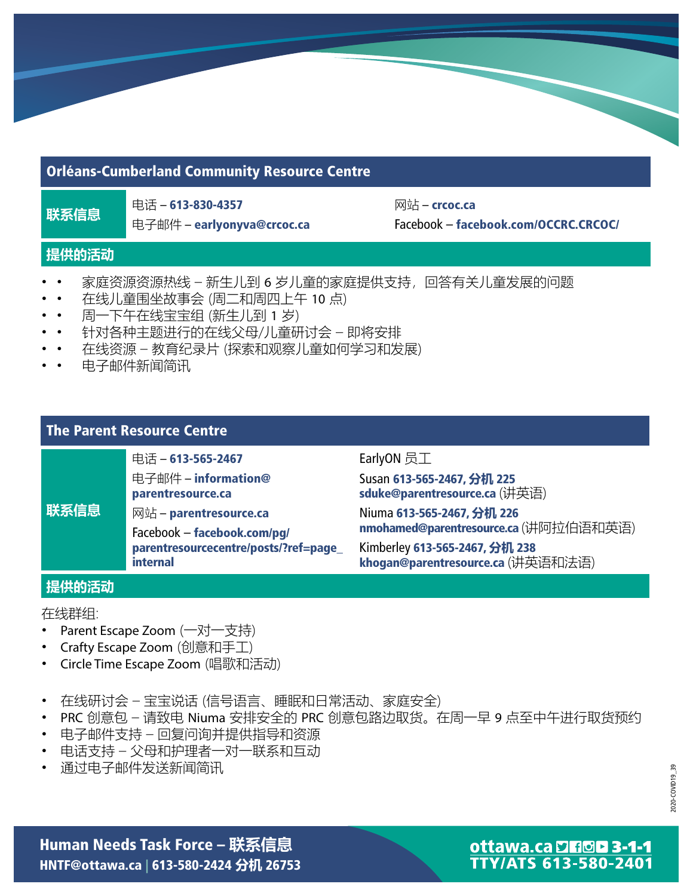## Orléans-Cumberland Community Resource Centre

**联系信息**

电话 – **613-830-4357**
电子邮件 – **earlyonyva@crcoc.ca**
网站 – **crcoc.ca**
Facebook – **facebook.com/OCCRC.CRCOC/**

**提供的活动**

- 家庭资源资源热线 – 新生儿到 6 岁儿童的家庭提供支持，回答有关儿童发展的问题
- 在线儿童围坐故事会 (周二和周四上午 10 点)
- 周一下午在线宝宝组 (新生儿到 1 岁)
- 针对各种主题进行的在线父母/儿童研讨会 – 即将安排
- 在线资源 – 教育纪录片 (探索和观察儿童如何学习和发展)
- 电子邮件新闻简讯

## The Parent Resource Centre

**联系信息**

电话 – **613-565-2467**
电子邮件 – **information@parentresource.ca**
网站 – **parentresource.ca**
Facebook – **facebook.com/pg/parentresourcecentre/posts/?ref=page_internal**

EarlyON 员工

Susan **613-565-2467, 分机 225**
**sduke@parentresource.ca** (讲英语)

Niuma **613-565-2467, 分机 226**
**nmohamed@parentresource.ca** (讲阿拉伯语和英语)

Kimberley **613-565-2467, 分机 238**
**khogan@parentresource.ca** (讲英语和法语)

**提供的活动**

在线群组:

- Parent Escape Zoom (一对一支持)
- Crafty Escape Zoom (创意和手工)
- Circle Time Escape Zoom (唱歌和活动)

- 在线研讨会 – 宝宝说话 (信号语言、睡眠和日常活动、家庭安全)
- PRC 创意包 – 请致电 Niuma 安排安全的 PRC 创意包路边取货。在周一早 9 点至中午进行取货预约
- 电子邮件支持 – 回复问询并提供指导和资源
- 电话支持 – 父母和护理者一对一联系和互动
- 通过电子邮件发送新闻简讯

**Human Needs Task Force – 联系信息**
**HNTF@ottawa.ca | 613-580-2424 分机 26753**

**ottawa.ca 3-1-1**
**TTY/ATS 613-580-2401**

2020-COVID19_39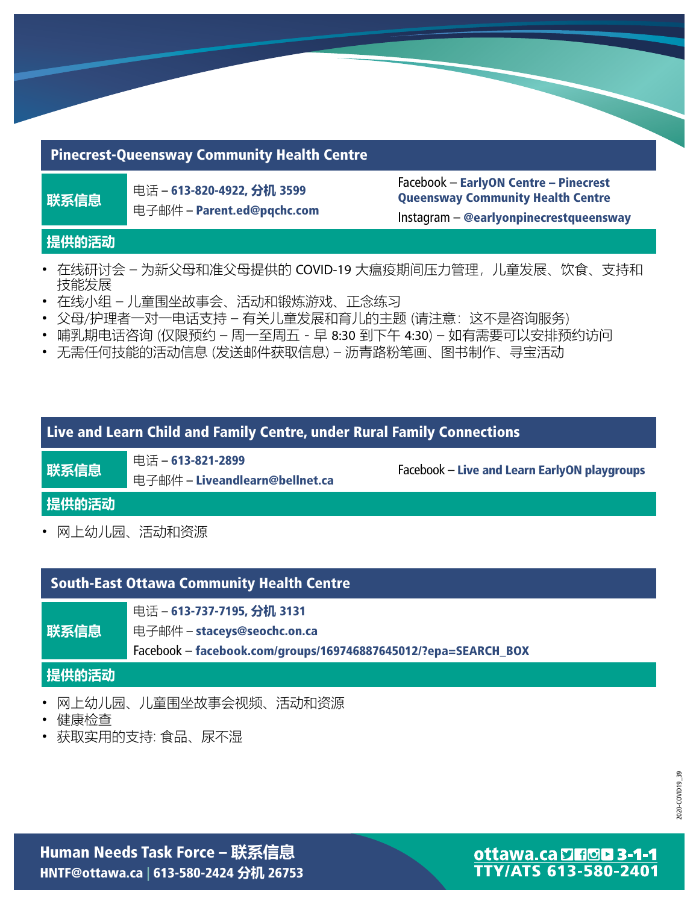## Pinecrest-Queensway Community Health Centre

**联系信息**

电话 – **613-820-4922, 分机 3599**

电子邮件 – **Parent.ed@pqchc.com**

Facebook – **EarlyON Centre – Pinecrest Queensway Community Health Centre**

Instagram – **@earlyonpinecrestqueensway**

**提供的活动**

- 在线研讨会 – 为新父母和准父母提供的 COVID-19 大瘟疫期间压力管理，儿童发展、饮食、支持和技能发展
- 在线小组 – 儿童围坐故事会、活动和锻炼游戏、正念练习
- 父母/护理者一对一电话支持 – 有关儿童发展和育儿的主题 (请注意：这不是咨询服务)
- 哺乳期电话咨询 (仅限预约 – 周一至周五 - 早 8:30 到下午 4:30) – 如有需要可以安排预约访问
- 无需任何技能的活动信息 (发送邮件获取信息) – 沥青路粉笔画、图书制作、寻宝活动

## Live and Learn Child and Family Centre, under Rural Family Connections

**联系信息**

电话 – **613-821-2899**

电子邮件 – **Liveandlearn@bellnet.ca**

Facebook – **Live and Learn EarlyON playgroups**

**提供的活动**

- 网上幼儿园、活动和资源

## South-East Ottawa Community Health Centre

**联系信息**

电话 – **613-737-7195, 分机 3131**

电子邮件 – **staceys@seochc.on.ca**

Facebook – **facebook.com/groups/169746887645012/?epa=SEARCH_BOX**

**提供的活动**

- 网上幼儿园、儿童围坐故事会视频、活动和资源
- 健康检查
- 获取实用的支持: 食品、尿不湿

2020-COVID19_39

**Human Needs Task Force – 联系信息**

**HNTF@ottawa.ca | 613-580-2424 分机 26753**

**ottawa.ca 3-1-1**

**TTY/ATS 613-580-2401**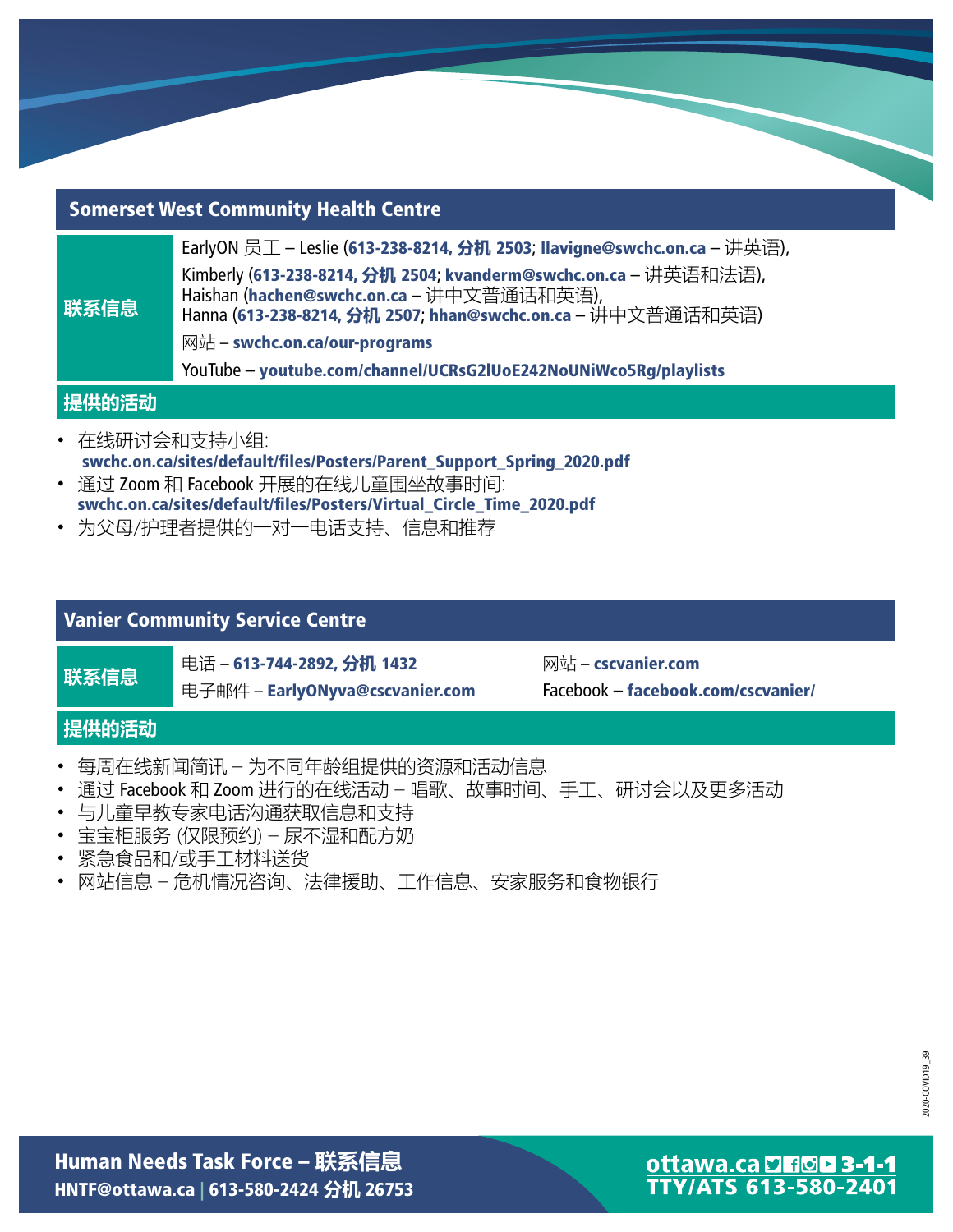## Somerset West Community Health Centre

**联系信息**

EarlyON 员工 – Leslie (**613-238-8214, 分机 2503**; **llavigne@swchc.on.ca** – 讲英语),
Kimberly (**613-238-8214, 分机 2504**; **kvanderm@swchc.on.ca** – 讲英语和法语),
Haishan (**hachen@swchc.on.ca** – 讲中文普通话和英语),
Hanna (**613-238-8214, 分机 2507**; **hhan@swchc.on.ca** – 讲中文普通话和英语)

网站 – **swchc.on.ca/our-programs**

YouTube – **youtube.com/channel/UCRsG2lUoE242NoUNiWco5Rg/playlists**

**提供的活动**

- 在线研讨会和支持小组: **swchc.on.ca/sites/default/files/Posters/Parent_Support_Spring_2020.pdf**
- 通过 Zoom 和 Facebook 开展的在线儿童围坐故事时间: **swchc.on.ca/sites/default/files/Posters/Virtual_Circle_Time_2020.pdf**
- 为父母/护理者提供的一对一电话支持、信息和推荐

## Vanier Community Service Centre

**联系信息**

电话 – **613-744-2892, 分机 1432**
电子邮件 – **EarlyONyva@cscvanier.com**
网站 – **cscvanier.com**
Facebook – **facebook.com/cscvanier/**

**提供的活动**

- 每周在线新闻简讯 – 为不同年龄组提供的资源和活动信息
- 通过 Facebook 和 Zoom 进行的在线活动 – 唱歌、故事时间、手工、研讨会以及更多活动
- 与儿童早教专家电话沟通获取信息和支持
- 宝宝柜服务 (仅限预约) – 尿不湿和配方奶
- 紧急食品和/或手工材料送货
- 网站信息 – 危机情况咨询、法律援助、工作信息、安家服务和食物银行

2020-COVID19_39

**Human Needs Task Force – 联系信息**
**HNTF@ottawa.ca | 613-580-2424 分机 26753**

**ottawa.ca 3-1-1**
**TTY/ATS 613-580-2401**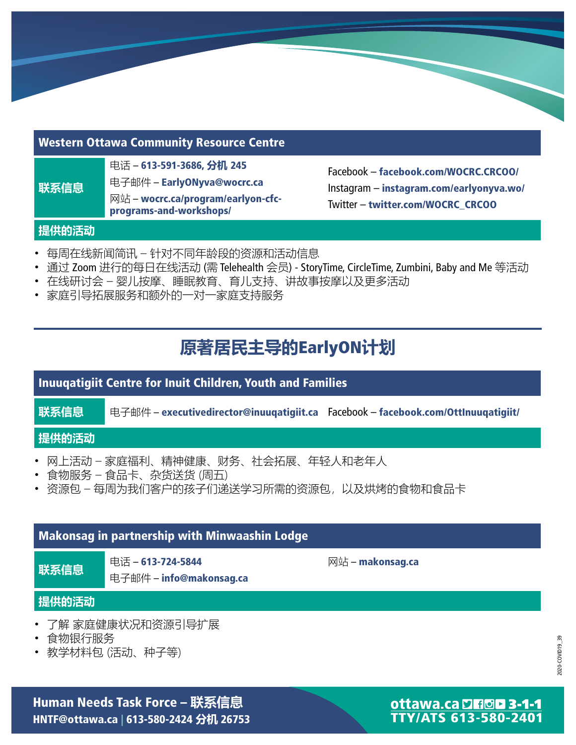## Western Ottawa Community Resource Centre

**联系信息**

电话 – **613-591-3686, 分机 245**
电子邮件 – **EarlyONyva@wocrc.ca**
网站 – **wocrc.ca/program/earlyon-cfc-programs-and-workshops/**

Facebook – **facebook.com/WOCRC.CRCOO/**
Instagram – **instagram.com/earlyonyva.wo/**
Twitter – **twitter.com/WOCRC_CRCOO**

**提供的活动**

- 每周在线新闻简讯 – 针对不同年龄段的资源和活动信息
- 通过 Zoom 进行的每日在线活动 (需 Telehealth 会员) - StoryTime, CircleTime, Zumbini, Baby and Me 等活动
- 在线研讨会 – 婴儿按摩、睡眠教育、育儿支持、讲故事按摩以及更多活动
- 家庭引导拓展服务和额外的一对一家庭支持服务

# 原著居民主导的EarlyON计划

## Inuuqatigiit Centre for Inuit Children, Youth and Families

**联系信息**

电子邮件 – **executivedirector@inuuqatigiit.ca**

Facebook – **facebook.com/OttInuuqatigiit/**

**提供的活动**

- 网上活动 – 家庭福利、精神健康、财务、社会拓展、年轻人和老年人
- 食物服务 – 食品卡、杂货送货 (周五)
- 资源包 – 每周为我们客户的孩子们递送学习所需的资源包，以及烘烤的食物和食品卡

## Makonsag in partnership with Minwaashin Lodge

**联系信息**

电话 – **613-724-5844**
电子邮件 – **info@makonsag.ca**

网站 – **makonsag.ca**

**提供的活动**

- 了解 家庭健康状况和资源引导扩展
- 食物银行服务
- 教学材料包 (活动、种子等)

2020-COVID19_39

**Human Needs Task Force – 联系信息**
**HNTF@ottawa.ca | 613-580-2424 分机 26753**

**ottawa.ca 3-1-1**
**TTY/ATS 613-580-2401**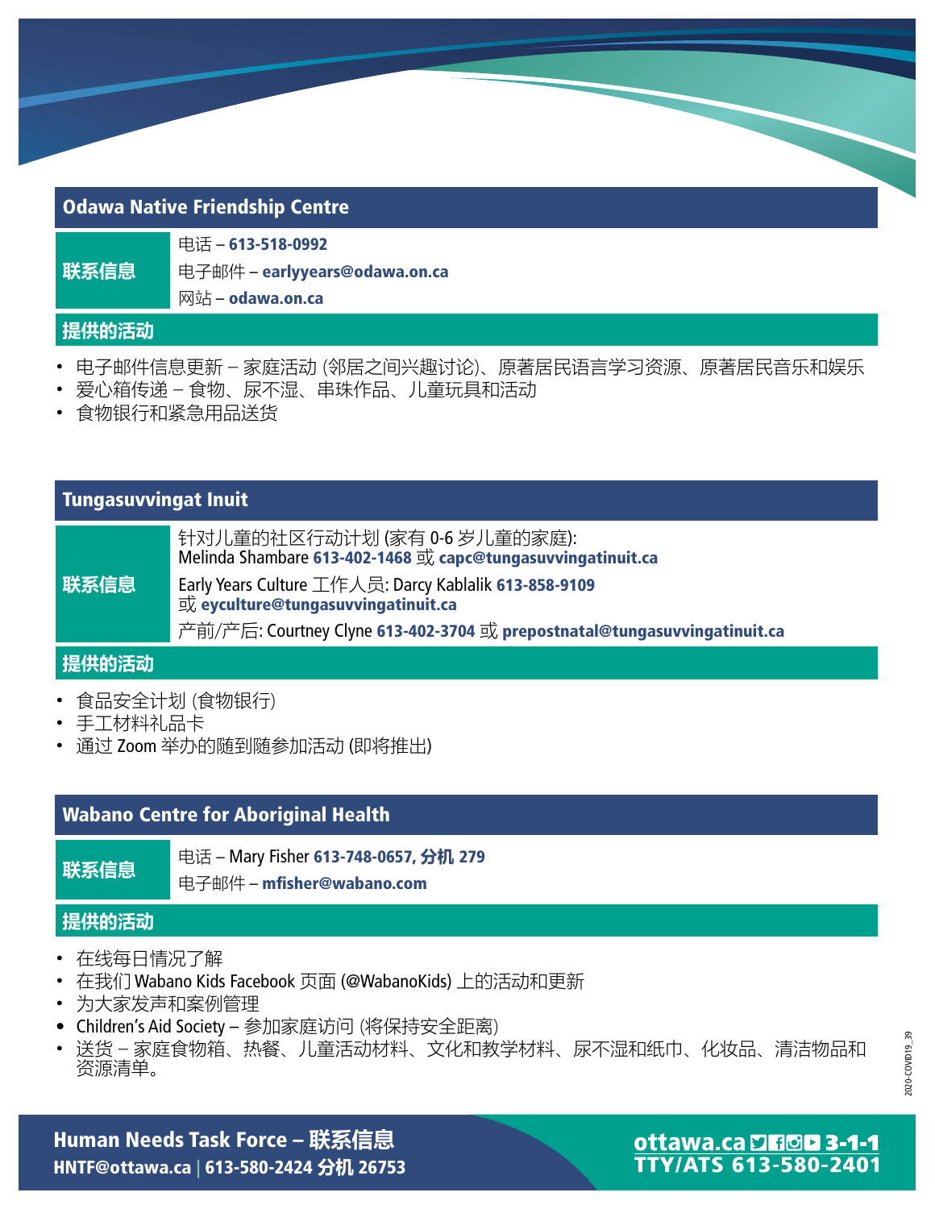## Odawa Native Friendship Centre

**联系信息**

电话 – **613-518-0992**

电子邮件 – **earlyyears@odawa.on.ca**

网站 – **odawa.on.ca**

**提供的活动**

- 电子邮件信息更新 – 家庭活动 (邻居之间兴趣讨论)、原著居民语言学习资源、原著居民音乐和娱乐
- 爱心箱传递 – 食物、尿不湿、串珠作品、儿童玩具和活动
- 食物银行和紧急用品送货

## Tungasuvvingat Inuit

**联系信息**

针对儿童的社区行动计划 (家有 0-6 岁儿童的家庭):
Melinda Shambare **613-402-1468** 或 **capc@tungasuvvingatinuit.ca**

Early Years Culture 工作人员: Darcy Kablalik **613-858-9109**
或 **eyculture@tungasuvvingatinuit.ca**

产前/产后: Courtney Clyne **613-402-3704** 或 **prepostnatal@tungasuvvingatinuit.ca**

**提供的活动**

- 食品安全计划 (食物银行)
- 手工材料礼品卡
- 通过 Zoom 举办的随到随参加活动 (即将推出)

## Wabano Centre for Aboriginal Health

**联系信息**

电话 – Mary Fisher **613-748-0657, 分机 279**

电子邮件 – **mfisher@wabano.com**

**提供的活动**

- 在线每日情况了解
- 在我们 Wabano Kids Facebook 页面 (@WabanoKids) 上的活动和更新
- 为大家发声和案例管理
- Children's Aid Society – 参加家庭访问 (将保持安全距离)
- 送货 – 家庭食物箱、热餐、儿童活动材料、文化和教学材料、尿不湿和纸巾、化妆品、清洁物品和资源清单。

**Human Needs Task Force – 联系信息**
**HNTF@ottawa.ca | 613-580-2424 分机 26753**

**ottawa.ca 3-1-1**
**TTY/ATS 613-580-2401**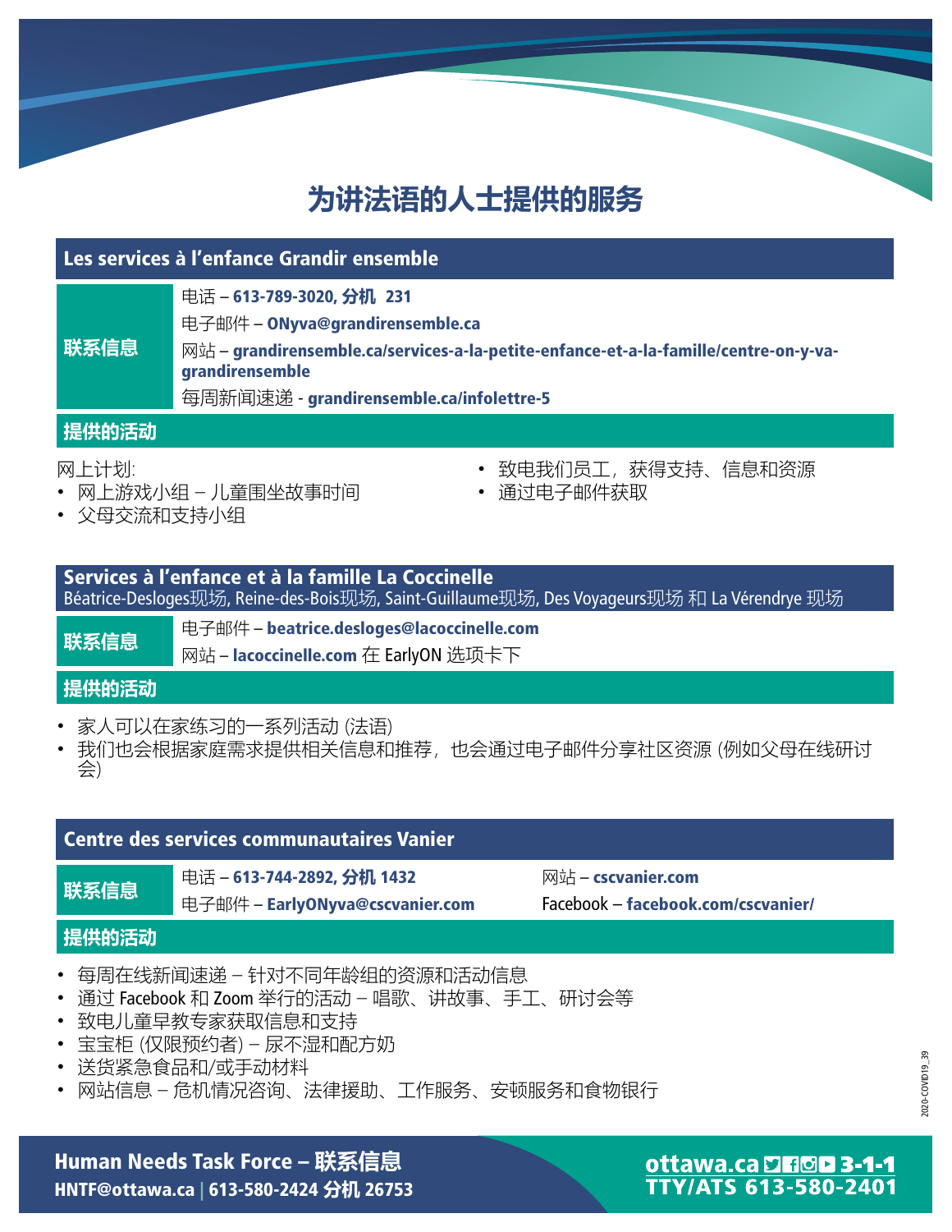# 为讲法语的人士提供的服务

## Les services à l'enfance Grandir ensemble

**联系信息**

电话 – **613-789-3020, 分机 231**

电子邮件 – **ONyva@grandirensemble.ca**

网站 – **grandirensemble.ca/services-a-la-petite-enfance-et-a-la-famille/centre-on-y-va-grandirensemble**

每周新闻速递 - **grandirensemble.ca/infolettre-5**

**提供的活动**

网上计划:

- 网上游戏小组 – 儿童围坐故事时间
- 父母交流和支持小组
- 致电我们员工，获得支持、信息和资源
- 通过电子邮件获取

## Services à l'enfance et à la famille La Coccinelle

Béatrice-Desloges现场, Reine-des-Bois现场, Saint-Guillaume现场, Des Voyageurs现场 和 La Vérendrye 现场

**联系信息**

电子邮件 – **beatrice.desloges@lacoccinelle.com**

网站 – **lacoccinelle.com** 在 EarlyON 选项卡下

**提供的活动**

- 家人可以在家练习的一系列活动 (法语)
- 我们也会根据家庭需求提供相关信息和推荐，也会通过电子邮件分享社区资源 (例如父母在线研讨会)

## Centre des services communautaires Vanier

**联系信息**

电话 – **613-744-2892, 分机 1432**

电子邮件 – **EarlyONyva@cscvanier.com**

网站 – **cscvanier.com**

Facebook – **facebook.com/cscvanier/**

**提供的活动**

- 每周在线新闻速递 – 针对不同年龄组的资源和活动信息
- 通过 Facebook 和 Zoom 举行的活动 – 唱歌、讲故事、手工、研讨会等
- 致电儿童早教专家获取信息和支持
- 宝宝柜 (仅限预约者) – 尿不湿和配方奶
- 送货紧急食品和/或手动材料
- 网站信息 – 危机情况咨询、法律援助、工作服务、安顿服务和食物银行

**Human Needs Task Force – 联系信息**

**HNTF@ottawa.ca | 613-580-2424 分机 26753**

**ottawa.ca 3-1-1**

**TTY/ATS 613-580-2401**